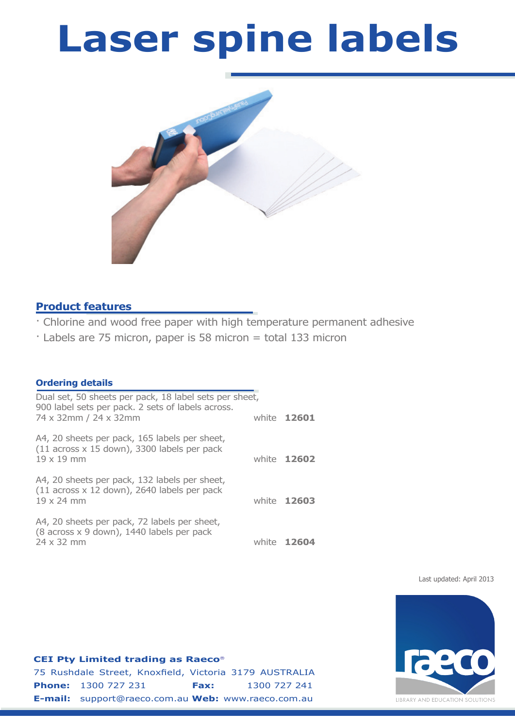# Laser spine labels

## Product features

- Chlorine and wood free paper with high temperature permanent adhesive
- Labels are 75 micron, paper is 58 micron = total 133 micron

## Ordering details

| Description | Colour | Code |
|---|---|---|
| Dual set, 50 sheets per pack, 18 label sets per sheet, 900 label sets per pack. 2 sets of labels across. 74 x 32mm / 24 x 32mm | white | **12601** |
| A4, 20 sheets per pack, 165 labels per sheet, (11 across x 15 down), 3300 labels per pack 19 x 19 mm | white | **12602** |
| A4, 20 sheets per pack, 132 labels per sheet, (11 across x 12 down), 2640 labels per pack 19 x 24 mm | white | **12603** |
| A4, 20 sheets per pack, 72 labels per sheet, (8 across x 9 down), 1440 labels per pack 24 x 32 mm | white | **12604** |

Last updated: April 2013

**CEI Pty Limited trading as Raeco®**
75 Rushdale Street, Knoxfield, Victoria 3179 AUSTRALIA
**Phone:** 1300 727 231 **Fax:** 1300 727 241
**E-mail:** support@raeco.com.au **Web:** www.raeco.com.au

raeco
LIBRARY AND EDUCATION SOLUTIONS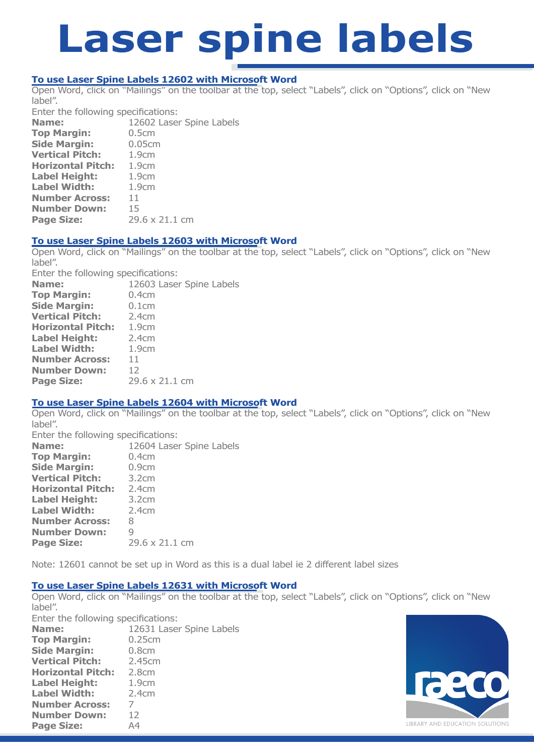# Laser spine labels

**To use Laser Spine Labels 12602 with Microsoft Word**

Open Word, click on "Mailings" on the toolbar at the top, select "Labels", click on "Options", click on "New label".

Enter the following specifications:

| | |
|---|---|
| **Name:** | 12602 Laser Spine Labels |
| **Top Margin:** | 0.5cm |
| **Side Margin:** | 0.05cm |
| **Vertical Pitch:** | 1.9cm |
| **Horizontal Pitch:** | 1.9cm |
| **Label Height:** | 1.9cm |
| **Label Width:** | 1.9cm |
| **Number Across:** | 11 |
| **Number Down:** | 15 |
| **Page Size:** | 29.6 x 21.1 cm |

**To use Laser Spine Labels 12603 with Microsoft Word**

Open Word, click on "Mailings" on the toolbar at the top, select "Labels", click on "Options", click on "New label".

Enter the following specifications:

| | |
|---|---|
| **Name:** | 12603 Laser Spine Labels |
| **Top Margin:** | 0.4cm |
| **Side Margin:** | 0.1cm |
| **Vertical Pitch:** | 2.4cm |
| **Horizontal Pitch:** | 1.9cm |
| **Label Height:** | 2.4cm |
| **Label Width:** | 1.9cm |
| **Number Across:** | 11 |
| **Number Down:** | 12 |
| **Page Size:** | 29.6 x 21.1 cm |

**To use Laser Spine Labels 12604 with Microsoft Word**

Open Word, click on "Mailings" on the toolbar at the top, select "Labels", click on "Options", click on "New label".

Enter the following specifications:

| | |
|---|---|
| **Name:** | 12604 Laser Spine Labels |
| **Top Margin:** | 0.4cm |
| **Side Margin:** | 0.9cm |
| **Vertical Pitch:** | 3.2cm |
| **Horizontal Pitch:** | 2.4cm |
| **Label Height:** | 3.2cm |
| **Label Width:** | 2.4cm |
| **Number Across:** | 8 |
| **Number Down:** | 9 |
| **Page Size:** | 29.6 x 21.1 cm |

Note: 12601 cannot be set up in Word as this is a dual label ie 2 different label sizes

**To use Laser Spine Labels 12631 with Microsoft Word**

Open Word, click on "Mailings" on the toolbar at the top, select "Labels", click on "Options", click on "New label".

Enter the following specifications:

| | |
|---|---|
| **Name:** | 12631 Laser Spine Labels |
| **Top Margin:** | 0.25cm |
| **Side Margin:** | 0.8cm |
| **Vertical Pitch:** | 2.45cm |
| **Horizontal Pitch:** | 2.8cm |
| **Label Height:** | 1.9cm |
| **Label Width:** | 2.4cm |
| **Number Across:** | 7 |
| **Number Down:** | 12 |
| **Page Size:** | A4 |

raeco

LIBRARY AND EDUCATION SOLUTIONS